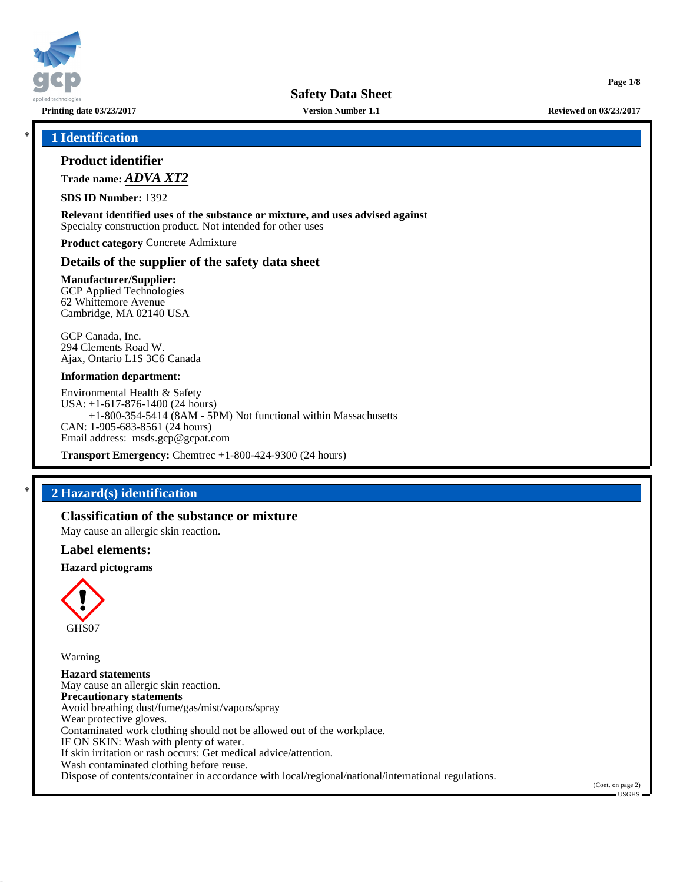Safety Data Sheet

Printing date 03/23/2017 | Version Number 1.1 | Reviewed on 03/23/2017

## 1 Identification

### Product identifier

**Trade name:** ***ADVA XT2***

**SDS ID Number:** 1392

**Relevant identified uses of the substance or mixture, and uses advised against**
Specialty construction product. Not intended for other uses

**Product category** Concrete Admixture

### Details of the supplier of the safety data sheet

**Manufacturer/Supplier:**
GCP Applied Technologies
62 Whittemore Avenue
Cambridge, MA 02140 USA

GCP Canada, Inc.
294 Clements Road W.
Ajax, Ontario L1S 3C6 Canada

**Information department:**

Environmental Health & Safety
USA: +1-617-876-1400 (24 hours)
+1-800-354-5414 (8AM - 5PM) Not functional within Massachusetts
CAN: 1-905-683-8561 (24 hours)
Email address: msds.gcp@gcpat.com

**Transport Emergency:** Chemtrec +1-800-424-9300 (24 hours)

## 2 Hazard(s) identification

### Classification of the substance or mixture

May cause an allergic skin reaction.

### Label elements:

**Hazard pictograms**

GHS07

Warning

**Hazard statements**
May cause an allergic skin reaction.
**Precautionary statements**
Avoid breathing dust/fume/gas/mist/vapors/spray
Wear protective gloves.
Contaminated work clothing should not be allowed out of the workplace.
IF ON SKIN: Wash with plenty of water.
If skin irritation or rash occurs: Get medical advice/attention.
Wash contaminated clothing before reuse.
Dispose of contents/container in accordance with local/regional/national/international regulations.

(Cont. on page 2)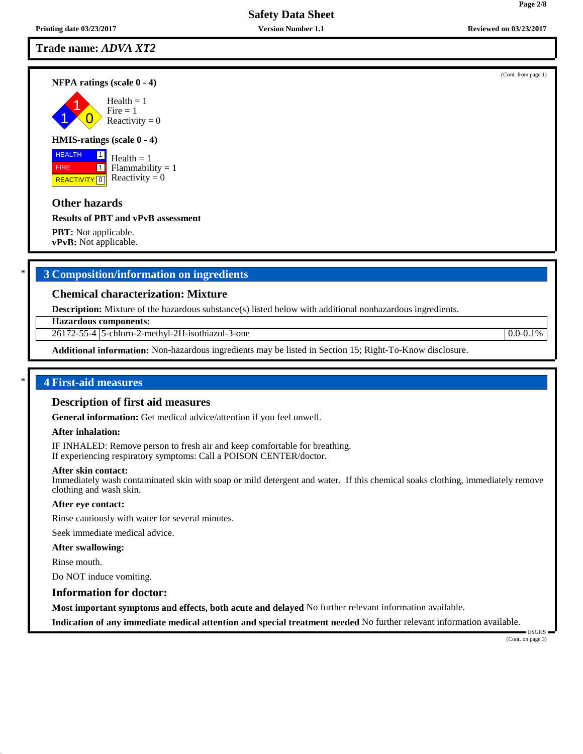**Trade name:** ***ADVA XT2***

(Cont. from page 1)

**NFPA ratings (scale 0 - 4)**

Health = 1
Fire = 1
Reactivity = 0

**HMIS-ratings (scale 0 - 4)**

| | |
|---|---|
| HEALTH | 1 |
| FIRE | 1 |
| REACTIVITY | 0 |

Health = 1
Flammability = 1
Reactivity = 0

### Other hazards

**Results of PBT and vPvB assessment**

**PBT:** Not applicable.
**vPvB:** Not applicable.

## 3 Composition/information on ingredients

### Chemical characterization: Mixture

**Description:** Mixture of the hazardous substance(s) listed below with additional nonhazardous ingredients.

| **Hazardous components:** | | |
|---|---|---|
| 26172-55-4 | 5-chloro-2-methyl-2H-isothiazol-3-one | 0.0-0.1% |

**Additional information:** Non-hazardous ingredients may be listed in Section 15; Right-To-Know disclosure.

## 4 First-aid measures

### Description of first aid measures

**General information:** Get medical advice/attention if you feel unwell.

**After inhalation:**

IF INHALED: Remove person to fresh air and keep comfortable for breathing.
If experiencing respiratory symptoms: Call a POISON CENTER/doctor.

**After skin contact:**
Immediately wash contaminated skin with soap or mild detergent and water. If this chemical soaks clothing, immediately remove clothing and wash skin.

**After eye contact:**

Rinse cautiously with water for several minutes.

Seek immediate medical advice.

**After swallowing:**

Rinse mouth.

Do NOT induce vomiting.

### Information for doctor:

**Most important symptoms and effects, both acute and delayed** No further relevant information available.

**Indication of any immediate medical attention and special treatment needed** No further relevant information available.

(Cont. on page 3)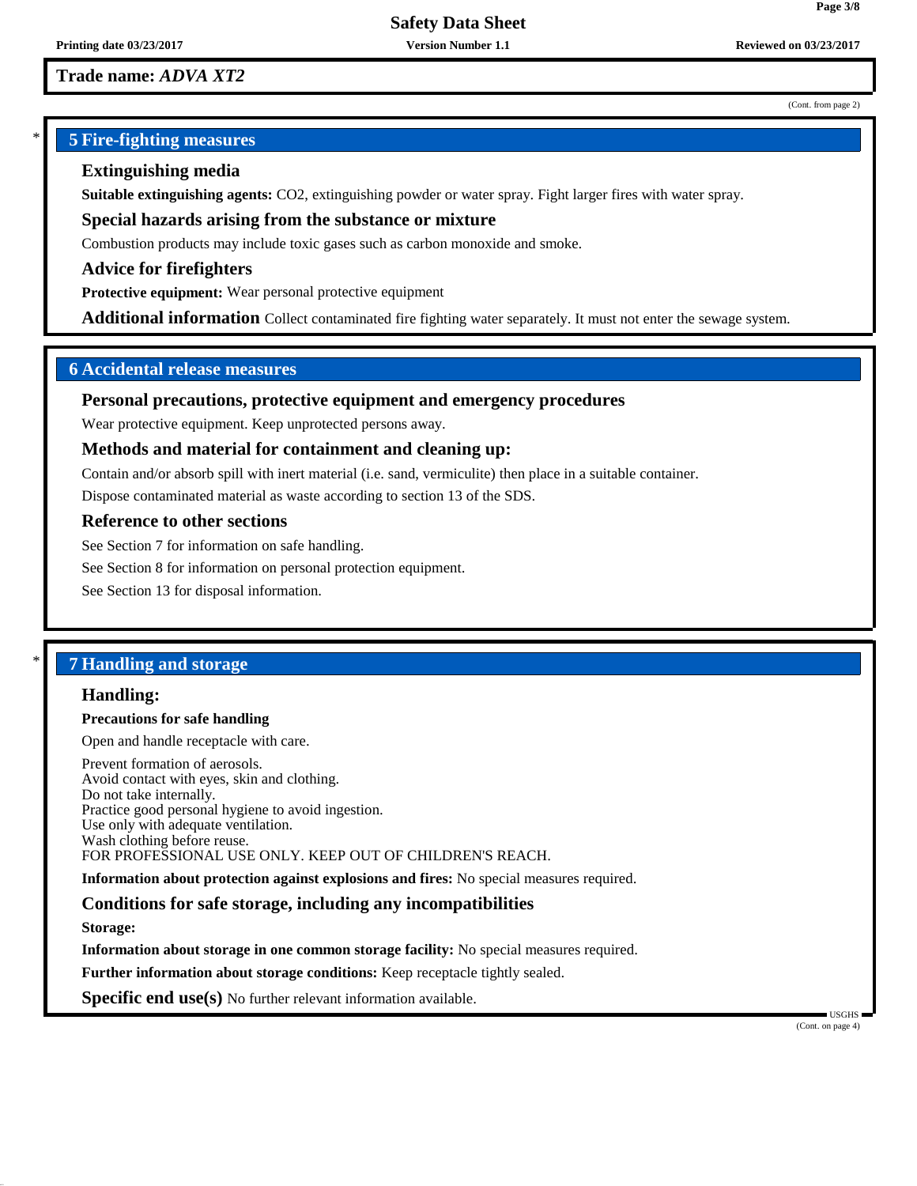**Trade name: *ADVA XT2***

(Cont. from page 2)

## * 5 Fire-fighting measures

### Extinguishing media

**Suitable extinguishing agents:** $CO_2$, extinguishing powder or water spray. Fight larger fires with water spray.

### Special hazards arising from the substance or mixture

Combustion products may include toxic gases such as carbon monoxide and smoke.

### Advice for firefighters

**Protective equipment:** Wear personal protective equipment

**Additional information** Collect contaminated fire fighting water separately. It must not enter the sewage system.

## 6 Accidental release measures

### Personal precautions, protective equipment and emergency procedures

Wear protective equipment. Keep unprotected persons away.

### Methods and material for containment and cleaning up:

Contain and/or absorb spill with inert material (i.e. sand, vermiculite) then place in a suitable container.

Dispose contaminated material as waste according to section 13 of the SDS.

### Reference to other sections

See Section 7 for information on safe handling.

See Section 8 for information on personal protection equipment.

See Section 13 for disposal information.

## * 7 Handling and storage

### Handling:

**Precautions for safe handling**

Open and handle receptacle with care.

Prevent formation of aerosols.
Avoid contact with eyes, skin and clothing.
Do not take internally.
Practice good personal hygiene to avoid ingestion.
Use only with adequate ventilation.
Wash clothing before reuse.
FOR PROFESSIONAL USE ONLY. KEEP OUT OF CHILDREN'S REACH.

**Information about protection against explosions and fires:** No special measures required.

### Conditions for safe storage, including any incompatibilities

**Storage:**

**Information about storage in one common storage facility:** No special measures required.

**Further information about storage conditions:** Keep receptacle tightly sealed.

**Specific end use(s)** No further relevant information available.

(Cont. on page 4)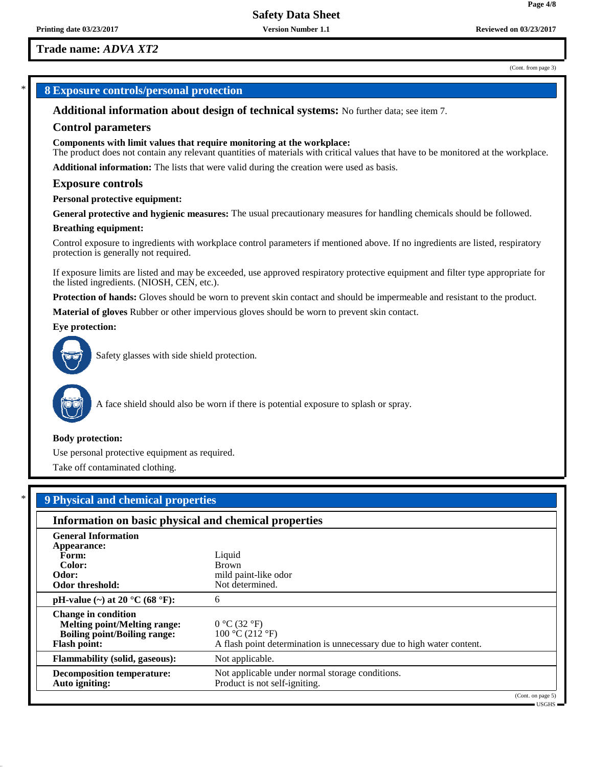**Trade name:** ***ADVA XT2***

(Cont. from page 3)

## 8 Exposure controls/personal protection

**Additional information about design of technical systems:** No further data; see item 7.

### Control parameters

**Components with limit values that require monitoring at the workplace:**
The product does not contain any relevant quantities of materials with critical values that have to be monitored at the workplace.

**Additional information:** The lists that were valid during the creation were used as basis.

### Exposure controls

**Personal protective equipment:**

**General protective and hygienic measures:** The usual precautionary measures for handling chemicals should be followed.

**Breathing equipment:**

Control exposure to ingredients with workplace control parameters if mentioned above. If no ingredients are listed, respiratory protection is generally not required.

If exposure limits are listed and may be exceeded, use approved respiratory protective equipment and filter type appropriate for the listed ingredients. (NIOSH, CEN, etc.).

**Protection of hands:** Gloves should be worn to prevent skin contact and should be impermeable and resistant to the product.

**Material of gloves** Rubber or other impervious gloves should be worn to prevent skin contact.

**Eye protection:**

Safety glasses with side shield protection.

A face shield should also be worn if there is potential exposure to splash or spray.

**Body protection:**

Use personal protective equipment as required.

Take off contaminated clothing.

## 9 Physical and chemical properties

### Information on basic physical and chemical properties

| Property | Value |
|---|---|
| **General Information** | |
| **Appearance:** | |
| **Form:** | Liquid |
| **Color:** | Brown |
| **Odor:** | mild paint-like odor |
| **Odor threshold:** | Not determined. |
| **pH-value (~) at 20 °C (68 °F):** | 6 |
| **Change in condition** | |
| **Melting point/Melting range:** | 0 °C (32 °F) |
| **Boiling point/Boiling range:** | 100 °C (212 °F) |
| **Flash point:** | A flash point determination is unnecessary due to high water content. |
| **Flammability (solid, gaseous):** | Not applicable. |
| **Decomposition temperature:** | Not applicable under normal storage conditions. |
| **Auto igniting:** | Product is not self-igniting. |

(Cont. on page 5)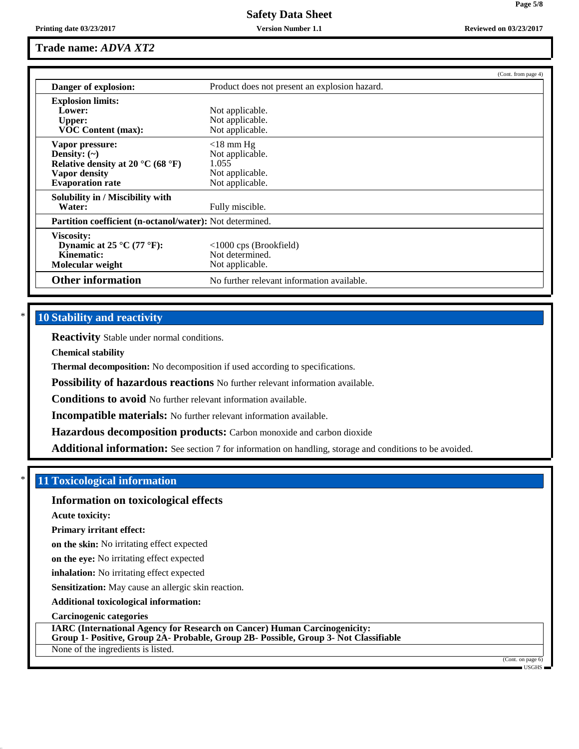**Trade name: *ADVA XT2***

(Cont. from page 4)

| | |
|---|---|
| **Danger of explosion:** | Product does not present an explosion hazard. |
| **Explosion limits:** | |
| **Lower:** | Not applicable. |
| **Upper:** | Not applicable. |
| **VOC Content (max):** | Not applicable. |
| **Vapor pressure:** | <18 mm Hg |
| **Density: (~)** | Not applicable. |
| **Relative density at 20 °C (68 °F)** | 1.055 |
| **Vapor density** | Not applicable. |
| **Evaporation rate** | Not applicable. |
| **Solubility in / Miscibility with** | |
| **Water:** | Fully miscible. |
| **Partition coefficient (n-octanol/water):** | Not determined. |
| **Viscosity:** | |
| **Dynamic at 25 °C (77 °F):** | <1000 cps (Brookfield) |
| **Kinematic:** | Not determined. |
| **Molecular weight** | Not applicable. |
| **Other information** | No further relevant information available. |

## * 10 Stability and reactivity

**Reactivity** Stable under normal conditions.

**Chemical stability**

**Thermal decomposition:** No decomposition if used according to specifications.

**Possibility of hazardous reactions** No further relevant information available.

**Conditions to avoid** No further relevant information available.

**Incompatible materials:** No further relevant information available.

**Hazardous decomposition products:** Carbon monoxide and carbon dioxide

**Additional information:** See section 7 for information on handling, storage and conditions to be avoided.

## * 11 Toxicological information

### Information on toxicological effects

**Acute toxicity:**

**Primary irritant effect:**

**on the skin:** No irritating effect expected

**on the eye:** No irritating effect expected

**inhalation:** No irritating effect expected

**Sensitization:** May cause an allergic skin reaction.

**Additional toxicological information:**

**Carcinogenic categories**

**IARC (International Agency for Research on Cancer) Human Carcinogenicity:**
**Group 1- Positive, Group 2A- Probable, Group 2B- Possible, Group 3- Not Classifiable**

None of the ingredients is listed.

(Cont. on page 6)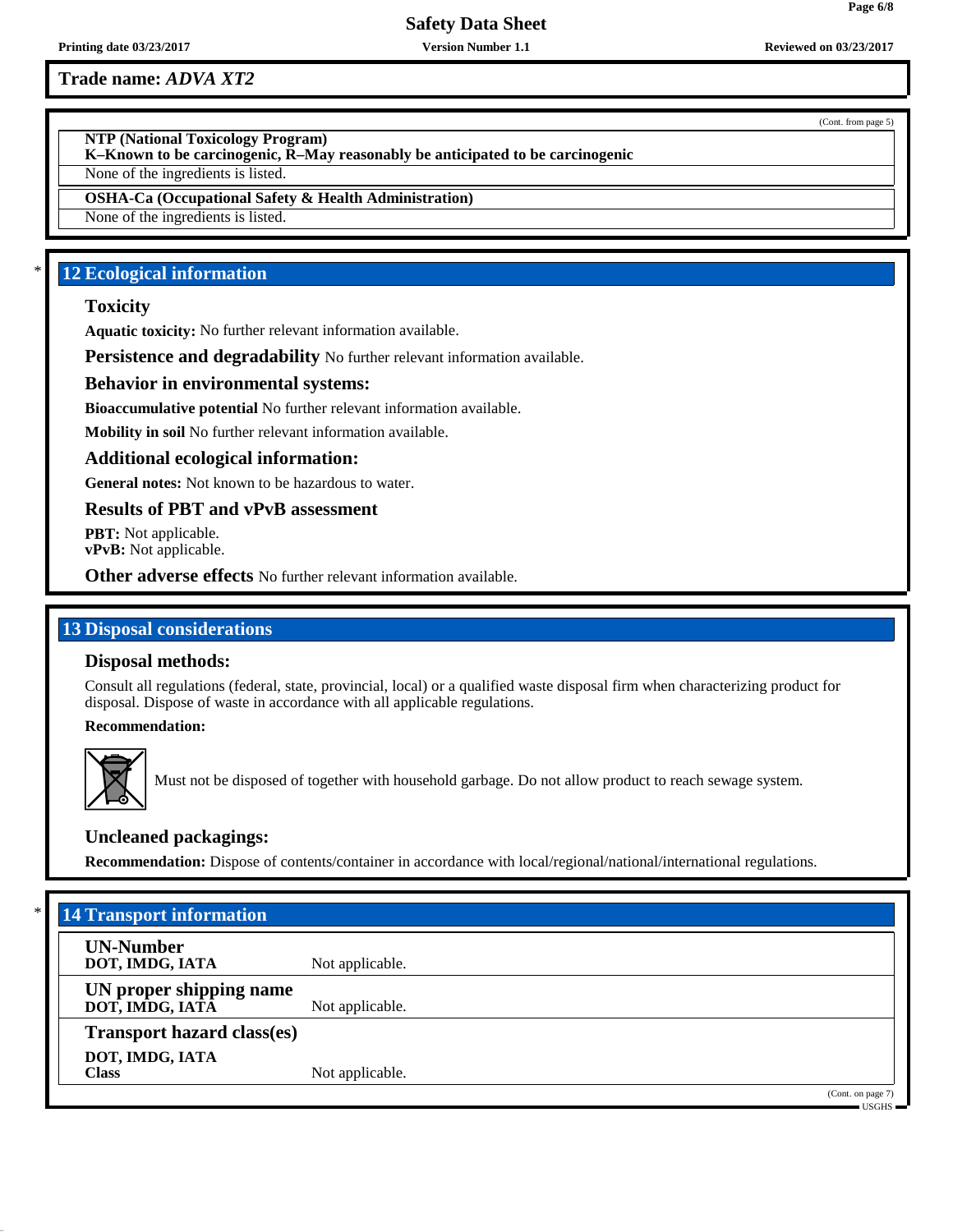**Trade name:** *ADVA XT2*

(Cont. from page 5)

**NTP (National Toxicology Program)**
**K–Known to be carcinogenic, R–May reasonably be anticipated to be carcinogenic**

None of the ingredients is listed.

**OSHA-Ca (Occupational Safety & Health Administration)**

None of the ingredients is listed.

## * 12 Ecological information

### Toxicity

**Aquatic toxicity:** No further relevant information available.

**Persistence and degradability** No further relevant information available.

### Behavior in environmental systems:

**Bioaccumulative potential** No further relevant information available.

**Mobility in soil** No further relevant information available.

### Additional ecological information:

**General notes:** Not known to be hazardous to water.

### Results of PBT and vPvB assessment

**PBT:** Not applicable.
**vPvB:** Not applicable.

**Other adverse effects** No further relevant information available.

## 13 Disposal considerations

### Disposal methods:

Consult all regulations (federal, state, provincial, local) or a qualified waste disposal firm when characterizing product for disposal. Dispose of waste in accordance with all applicable regulations.

**Recommendation:**

Must not be disposed of together with household garbage. Do not allow product to reach sewage system.

### Uncleaned packagings:

**Recommendation:** Dispose of contents/container in accordance with local/regional/national/international regulations.

## * 14 Transport information

| | |
|---|---|
| **UN-Number**<br>**DOT, IMDG, IATA** | Not applicable. |
| **UN proper shipping name**<br>**DOT, IMDG, IATA** | Not applicable. |
| **Transport hazard class(es)** | |
| **DOT, IMDG, IATA**<br>**Class** | Not applicable. |

(Cont. on page 7)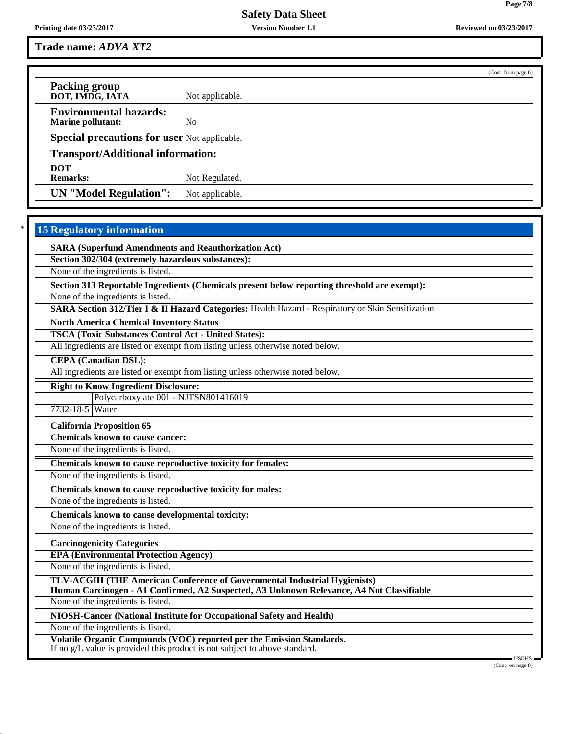**Trade name:** ***ADVA XT2***

(Cont. from page 6)

**Packing group**
**DOT, IMDG, IATA** Not applicable.

**Environmental hazards:**
**Marine pollutant:** No

**Special precautions for user** Not applicable.

**Transport/Additional information:**

**DOT**
**Remarks:** Not Regulated.

**UN "Model Regulation":** Not applicable.

## * 15 Regulatory information

**SARA (Superfund Amendments and Reauthorization Act)**

**Section 302/304 (extremely hazardous substances):**

None of the ingredients is listed.

**Section 313 Reportable Ingredients (Chemicals present below reporting threshold are exempt):**

None of the ingredients is listed.

**SARA Section 312/Tier I & II Hazard Categories:** Health Hazard - Respiratory or Skin Sensitization

**North America Chemical Inventory Status**

**TSCA (Toxic Substances Control Act - United States):**

All ingredients are listed or exempt from listing unless otherwise noted below.

**CEPA (Canadian DSL):**

All ingredients are listed or exempt from listing unless otherwise noted below.

**Right to Know Ingredient Disclosure:**

| | |
|---|---|
| | Polycarboxylate 001 - NJTSN801416019 |
| 7732-18-5 | Water |

**California Proposition 65**

**Chemicals known to cause cancer:**

None of the ingredients is listed.

**Chemicals known to cause reproductive toxicity for females:**

None of the ingredients is listed.

**Chemicals known to cause reproductive toxicity for males:**

None of the ingredients is listed.

**Chemicals known to cause developmental toxicity:**

None of the ingredients is listed.

**Carcinogenicity Categories**

**EPA (Environmental Protection Agency)**

None of the ingredients is listed.

**TLV-ACGIH (THE American Conference of Governmental Industrial Hygienists)**
**Human Carcinogen - A1 Confirmed, A2 Suspected, A3 Unknown Relevance, A4 Not Classifiable**

None of the ingredients is listed.

**NIOSH-Cancer (National Institute for Occupational Safety and Health)**

None of the ingredients is listed.

**Volatile Organic Compounds (VOC) reported per the Emission Standards.**
If no g/L value is provided this product is not subject to above standard.

(Cont. on page 8)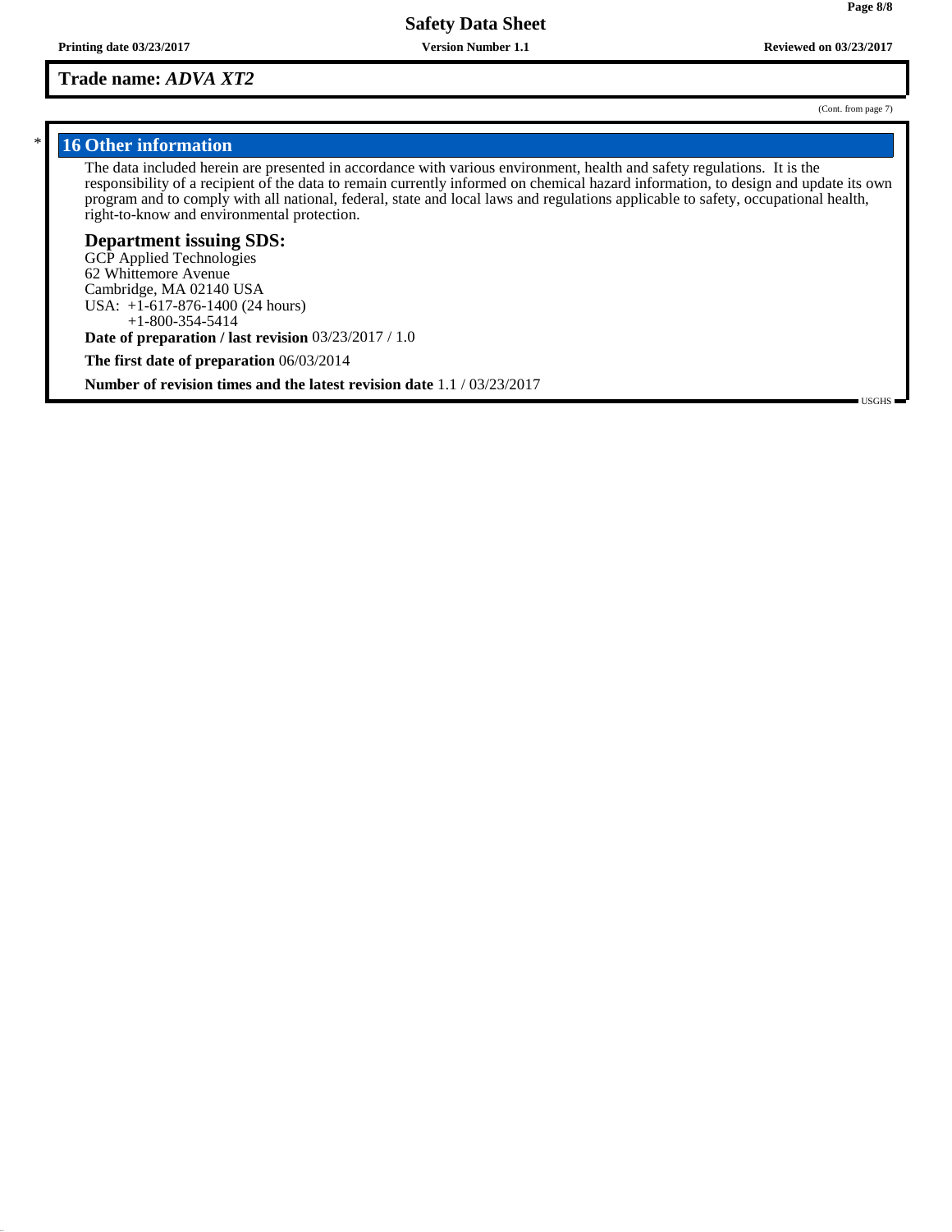**Trade name:** ***ADVA XT2***

(Cont. from page 7)

## * 16 Other information

The data included herein are presented in accordance with various environment, health and safety regulations. It is the responsibility of a recipient of the data to remain currently informed on chemical hazard information, to design and update its own program and to comply with all national, federal, state and local laws and regulations applicable to safety, occupational health, right-to-know and environmental protection.

### Department issuing SDS:

GCP Applied Technologies
62 Whittemore Avenue
Cambridge, MA 02140 USA
USA: +1-617-876-1400 (24 hours)
+1-800-354-5414

**Date of preparation / last revision** 03/23/2017 / 1.0

**The first date of preparation** 06/03/2014

**Number of revision times and the latest revision date** 1.1 / 03/23/2017

USGHS